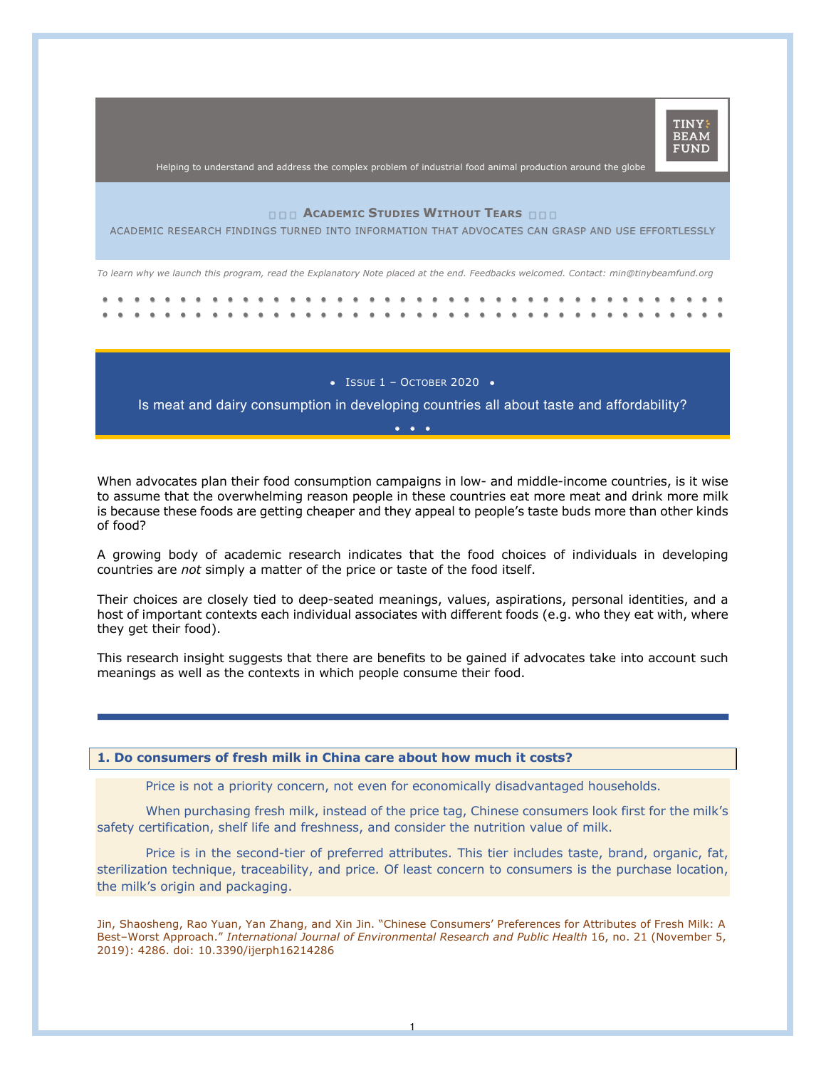TINY BEAM FUND

Helping to understand and address the complex problem of industrial food animal production around the globe

**ACADEMIC STUDIES WITHOUT TEARS**

ACADEMIC RESEARCH FINDINGS TURNED INTO INFORMATION THAT ADVOCATES CAN GRASP AND USE EFFORTLESSLY

*To learn why we launch this program, read the Explanatory Note placed at the end. Feedbacks welcomed. Contact: min@tinybeamfund.org*

• ISSUE 1 – OCTOBER 2020 •

## Is meat and dairy consumption in developing countries all about taste and affordability?

When advocates plan their food consumption campaigns in low- and middle-income countries, is it wise to assume that the overwhelming reason people in these countries eat more meat and drink more milk is because these foods are getting cheaper and they appeal to people's taste buds more than other kinds of food?

A growing body of academic research indicates that the food choices of individuals in developing countries are *not* simply a matter of the price or taste of the food itself.

Their choices are closely tied to deep-seated meanings, values, aspirations, personal identities, and a host of important contexts each individual associates with different foods (e.g. who they eat with, where they get their food).

This research insight suggests that there are benefits to be gained if advocates take into account such meanings as well as the contexts in which people consume their food.

### 1. Do consumers of fresh milk in China care about how much it costs?

Price is not a priority concern, not even for economically disadvantaged households.

When purchasing fresh milk, instead of the price tag, Chinese consumers look first for the milk's safety certification, shelf life and freshness, and consider the nutrition value of milk.

Price is in the second-tier of preferred attributes. This tier includes taste, brand, organic, fat, sterilization technique, traceability, and price. Of least concern to consumers is the purchase location, the milk's origin and packaging.

Jin, Shaosheng, Rao Yuan, Yan Zhang, and Xin Jin. "Chinese Consumers' Preferences for Attributes of Fresh Milk: A Best–Worst Approach." *International Journal of Environmental Research and Public Health* 16, no. 21 (November 5, 2019): 4286. doi: 10.3390/ijerph16214286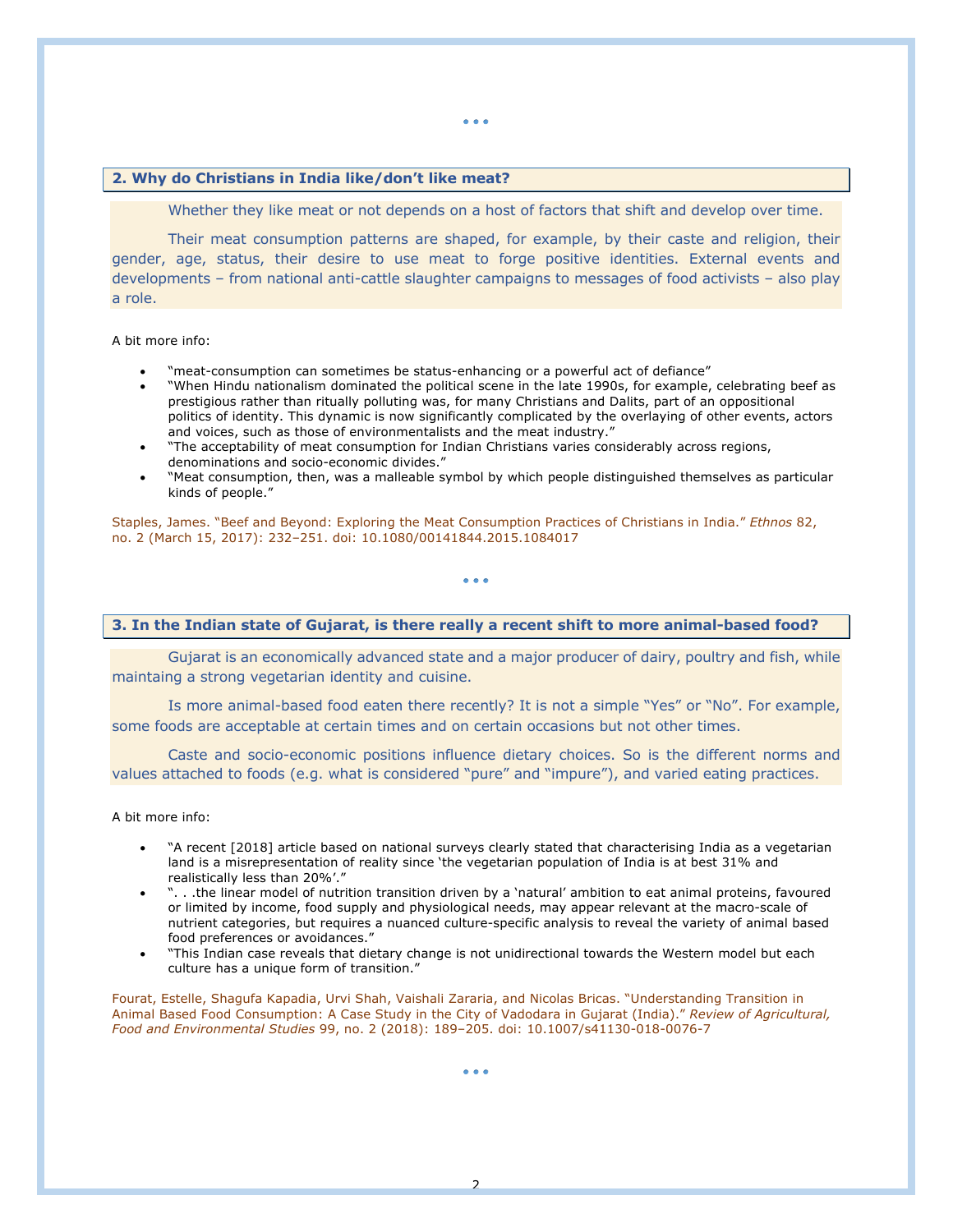• • •

## 2. Why do Christians in India like/don't like meat?

Whether they like meat or not depends on a host of factors that shift and develop over time.

Their meat consumption patterns are shaped, for example, by their caste and religion, their gender, age, status, their desire to use meat to forge positive identities. External events and developments – from national anti-cattle slaughter campaigns to messages of food activists – also play a role.

A bit more info:

- "meat-consumption can sometimes be status-enhancing or a powerful act of defiance"
- "When Hindu nationalism dominated the political scene in the late 1990s, for example, celebrating beef as prestigious rather than ritually polluting was, for many Christians and Dalits, part of an oppositional politics of identity. This dynamic is now significantly complicated by the overlaying of other events, actors and voices, such as those of environmentalists and the meat industry."
- "The acceptability of meat consumption for Indian Christians varies considerably across regions, denominations and socio-economic divides."
- "Meat consumption, then, was a malleable symbol by which people distinguished themselves as particular kinds of people."

Staples, James. "Beef and Beyond: Exploring the Meat Consumption Practices of Christians in India." *Ethnos* 82, no. 2 (March 15, 2017): 232–251. doi: 10.1080/00141844.2015.1084017

• • •

## 3. In the Indian state of Gujarat, is there really a recent shift to more animal-based food?

Gujarat is an economically advanced state and a major producer of dairy, poultry and fish, while maintaining a strong vegetarian identity and cuisine.

Is more animal-based food eaten there recently? It is not a simple "Yes" or "No". For example, some foods are acceptable at certain times and on certain occasions but not other times.

Caste and socio-economic positions influence dietary choices. So is the different norms and values attached to foods (e.g. what is considered "pure" and "impure"), and varied eating practices.

A bit more info:

- "A recent [2018] article based on national surveys clearly stated that characterising India as a vegetarian land is a misrepresentation of reality since 'the vegetarian population of India is at best 31% and realistically less than 20%'."
- ". . .the linear model of nutrition transition driven by a 'natural' ambition to eat animal proteins, favoured or limited by income, food supply and physiological needs, may appear relevant at the macro-scale of nutrient categories, but requires a nuanced culture-specific analysis to reveal the variety of animal based food preferences or avoidances."
- "This Indian case reveals that dietary change is not unidirectional towards the Western model but each culture has a unique form of transition."

Fourat, Estelle, Shagufa Kapadia, Urvi Shah, Vaishali Zararia, and Nicolas Bricas. "Understanding Transition in Animal Based Food Consumption: A Case Study in the City of Vadodara in Gujarat (India)." *Review of Agricultural, Food and Environmental Studies* 99, no. 2 (2018): 189–205. doi: 10.1007/s41130-018-0076-7

• • •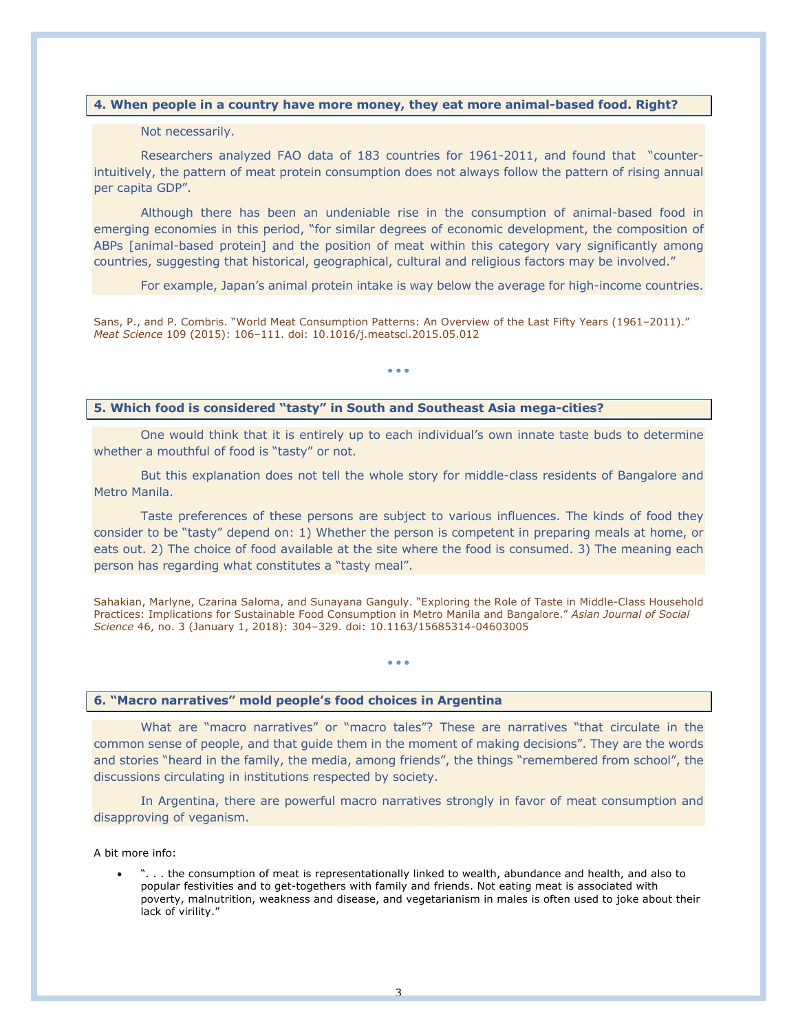### 4. When people in a country have more money, they eat more animal-based food. Right?

Not necessarily.

Researchers analyzed FAO data of 183 countries for 1961-2011, and found that "counter-intuitively, the pattern of meat protein consumption does not always follow the pattern of rising annual per capita GDP".

Although there has been an undeniable rise in the consumption of animal-based food in emerging economies in this period, "for similar degrees of economic development, the composition of ABPs [animal-based protein] and the position of meat within this category vary significantly among countries, suggesting that historical, geographical, cultural and religious factors may be involved."

For example, Japan's animal protein intake is way below the average for high-income countries.

Sans, P., and P. Combris. "World Meat Consumption Patterns: An Overview of the Last Fifty Years (1961–2011)." *Meat Science* 109 (2015): 106–111. doi: 10.1016/j.meatsci.2015.05.012

• • •

### 5. Which food is considered "tasty" in South and Southeast Asia mega-cities?

One would think that it is entirely up to each individual's own innate taste buds to determine whether a mouthful of food is "tasty" or not.

But this explanation does not tell the whole story for middle-class residents of Bangalore and Metro Manila.

Taste preferences of these persons are subject to various influences. The kinds of food they consider to be "tasty" depend on: 1) Whether the person is competent in preparing meals at home, or eats out. 2) The choice of food available at the site where the food is consumed. 3) The meaning each person has regarding what constitutes a "tasty meal".

Sahakian, Marlyne, Czarina Saloma, and Sunayana Ganguly. "Exploring the Role of Taste in Middle-Class Household Practices: Implications for Sustainable Food Consumption in Metro Manila and Bangalore." *Asian Journal of Social Science* 46, no. 3 (January 1, 2018): 304–329. doi: 10.1163/15685314-04603005

• • •

### 6. "Macro narratives" mold people's food choices in Argentina

What are "macro narratives" or "macro tales"? These are narratives "that circulate in the common sense of people, and that guide them in the moment of making decisions". They are the words and stories "heard in the family, the media, among friends", the things "remembered from school", the discussions circulating in institutions respected by society.

In Argentina, there are powerful macro narratives strongly in favor of meat consumption and disapproving of veganism.

A bit more info:

- ". . . the consumption of meat is representationally linked to wealth, abundance and health, and also to popular festivities and to get-togethers with family and friends. Not eating meat is associated with poverty, malnutrition, weakness and disease, and vegetarianism in males is often used to joke about their lack of virility."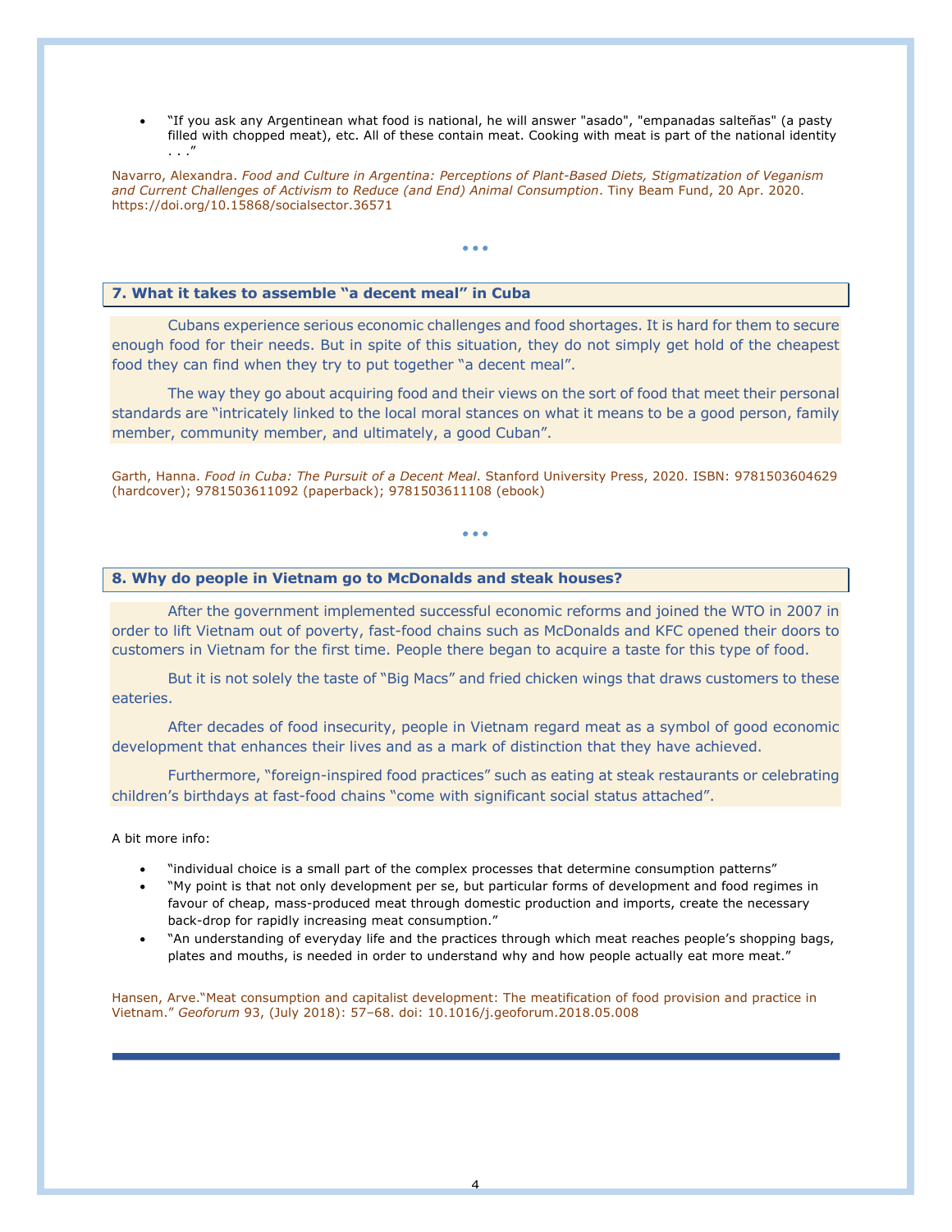- "If you ask any Argentinean what food is national, he will answer "asado", "empanadas salteñas" (a pasty filled with chopped meat), etc. All of these contain meat. Cooking with meat is part of the national identity . . ."

Navarro, Alexandra. *Food and Culture in Argentina: Perceptions of Plant-Based Diets, Stigmatization of Veganism and Current Challenges of Activism to Reduce (and End) Animal Consumption*. Tiny Beam Fund, 20 Apr. 2020. https://doi.org/10.15868/socialsector.36571

• • •

## 7. What it takes to assemble "a decent meal" in Cuba

Cubans experience serious economic challenges and food shortages. It is hard for them to secure enough food for their needs. But in spite of this situation, they do not simply get hold of the cheapest food they can find when they try to put together "a decent meal".

The way they go about acquiring food and their views on the sort of food that meet their personal standards are "intricately linked to the local moral stances on what it means to be a good person, family member, community member, and ultimately, a good Cuban".

Garth, Hanna. *Food in Cuba: The Pursuit of a Decent Meal*. Stanford University Press, 2020. ISBN: 9781503604629 (hardcover); 9781503611092 (paperback); 9781503611108 (ebook)

• • •

## 8. Why do people in Vietnam go to McDonalds and steak houses?

After the government implemented successful economic reforms and joined the WTO in 2007 in order to lift Vietnam out of poverty, fast-food chains such as McDonalds and KFC opened their doors to customers in Vietnam for the first time. People there began to acquire a taste for this type of food.

But it is not solely the taste of "Big Macs" and fried chicken wings that draws customers to these eateries.

After decades of food insecurity, people in Vietnam regard meat as a symbol of good economic development that enhances their lives and as a mark of distinction that they have achieved.

Furthermore, "foreign-inspired food practices" such as eating at steak restaurants or celebrating children's birthdays at fast-food chains "come with significant social status attached".

A bit more info:

- "individual choice is a small part of the complex processes that determine consumption patterns"
- "My point is that not only development per se, but particular forms of development and food regimes in favour of cheap, mass-produced meat through domestic production and imports, create the necessary back-drop for rapidly increasing meat consumption."
- "An understanding of everyday life and the practices through which meat reaches people's shopping bags, plates and mouths, is needed in order to understand why and how people actually eat more meat."

Hansen, Arve."Meat consumption and capitalist development: The meatification of food provision and practice in Vietnam." *Geoforum* 93, (July 2018): 57–68. doi: 10.1016/j.geoforum.2018.05.008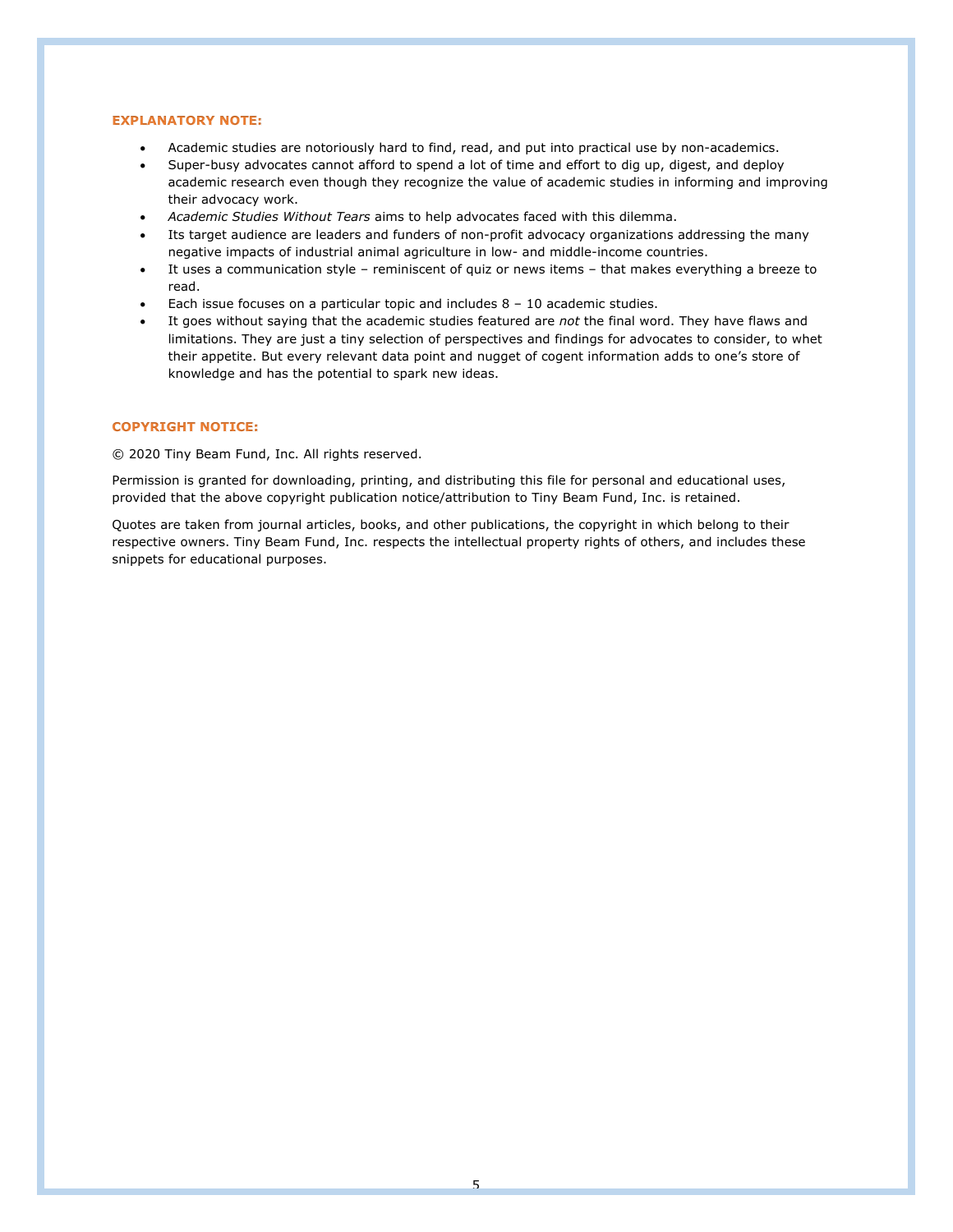**EXPLANATORY NOTE:**

- Academic studies are notoriously hard to find, read, and put into practical use by non-academics.
- Super-busy advocates cannot afford to spend a lot of time and effort to dig up, digest, and deploy academic research even though they recognize the value of academic studies in informing and improving their advocacy work.
- *Academic Studies Without Tears* aims to help advocates faced with this dilemma.
- Its target audience are leaders and funders of non-profit advocacy organizations addressing the many negative impacts of industrial animal agriculture in low- and middle-income countries.
- It uses a communication style – reminiscent of quiz or news items – that makes everything a breeze to read.
- Each issue focuses on a particular topic and includes 8 – 10 academic studies.
- It goes without saying that the academic studies featured are *not* the final word. They have flaws and limitations. They are just a tiny selection of perspectives and findings for advocates to consider, to whet their appetite. But every relevant data point and nugget of cogent information adds to one's store of knowledge and has the potential to spark new ideas.

**COPYRIGHT NOTICE:**

© 2020 Tiny Beam Fund, Inc. All rights reserved.

Permission is granted for downloading, printing, and distributing this file for personal and educational uses, provided that the above copyright publication notice/attribution to Tiny Beam Fund, Inc. is retained.

Quotes are taken from journal articles, books, and other publications, the copyright in which belong to their respective owners. Tiny Beam Fund, Inc. respects the intellectual property rights of others, and includes these snippets for educational purposes.